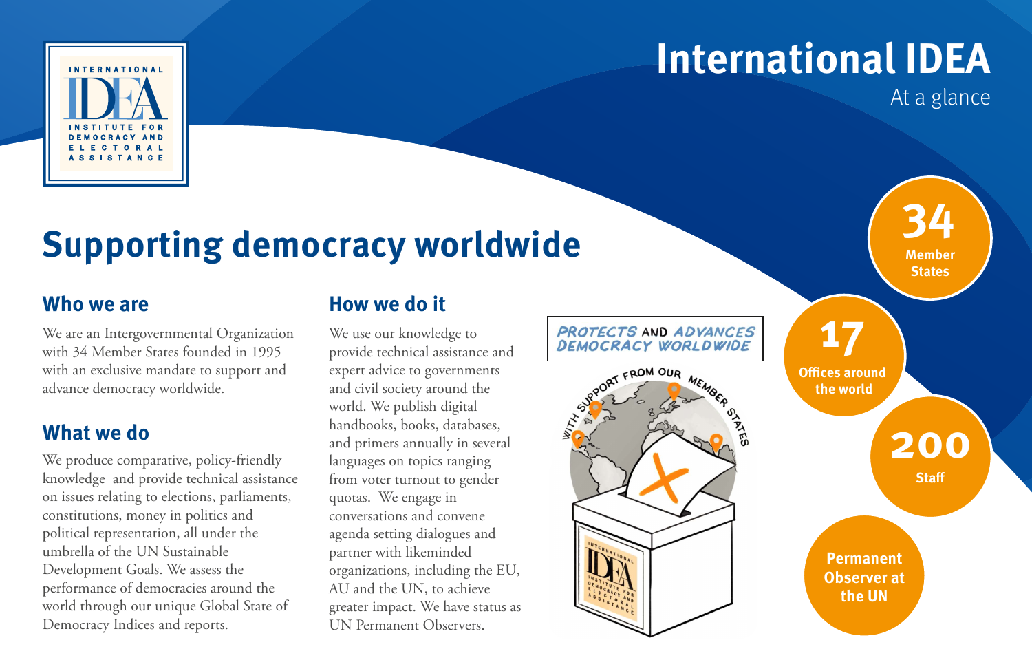# International IDEA

At a glance

## Supporting democracy worldwide

### Who we are

We are an Intergovernmental Organization with 34 Member States founded in 1995 with an exclusive mandate to support and advance democracy worldwide.

### What we do

We produce comparative, policy-friendly knowledge and provide technical assistance on issues relating to elections, parliaments, constitutions, money in politics and political representation, all under the umbrella of the UN Sustainable Development Goals. We assess the performance of democracies around the world through our unique Global State of Democracy Indices and reports.

### How we do it

We use our knowledge to provide technical assistance and expert advice to governments and civil society around the world. We publish digital handbooks, books, databases, and primers annually in several languages on topics ranging from voter turnout to gender quotas. We engage in conversations and convene agenda setting dialogues and partner with likeminded organizations, including the EU, AU and the UN, to achieve greater impact. We have status as UN Permanent Observers.

PROTECTS AND ADVANCES DEMOCRACY WORLDWIDE

WITH SUPPORT FROM OUR MEMBER STATES

**34** Member States

**17** Offices around the world

**200** Staff

**Permanent Observer at the UN**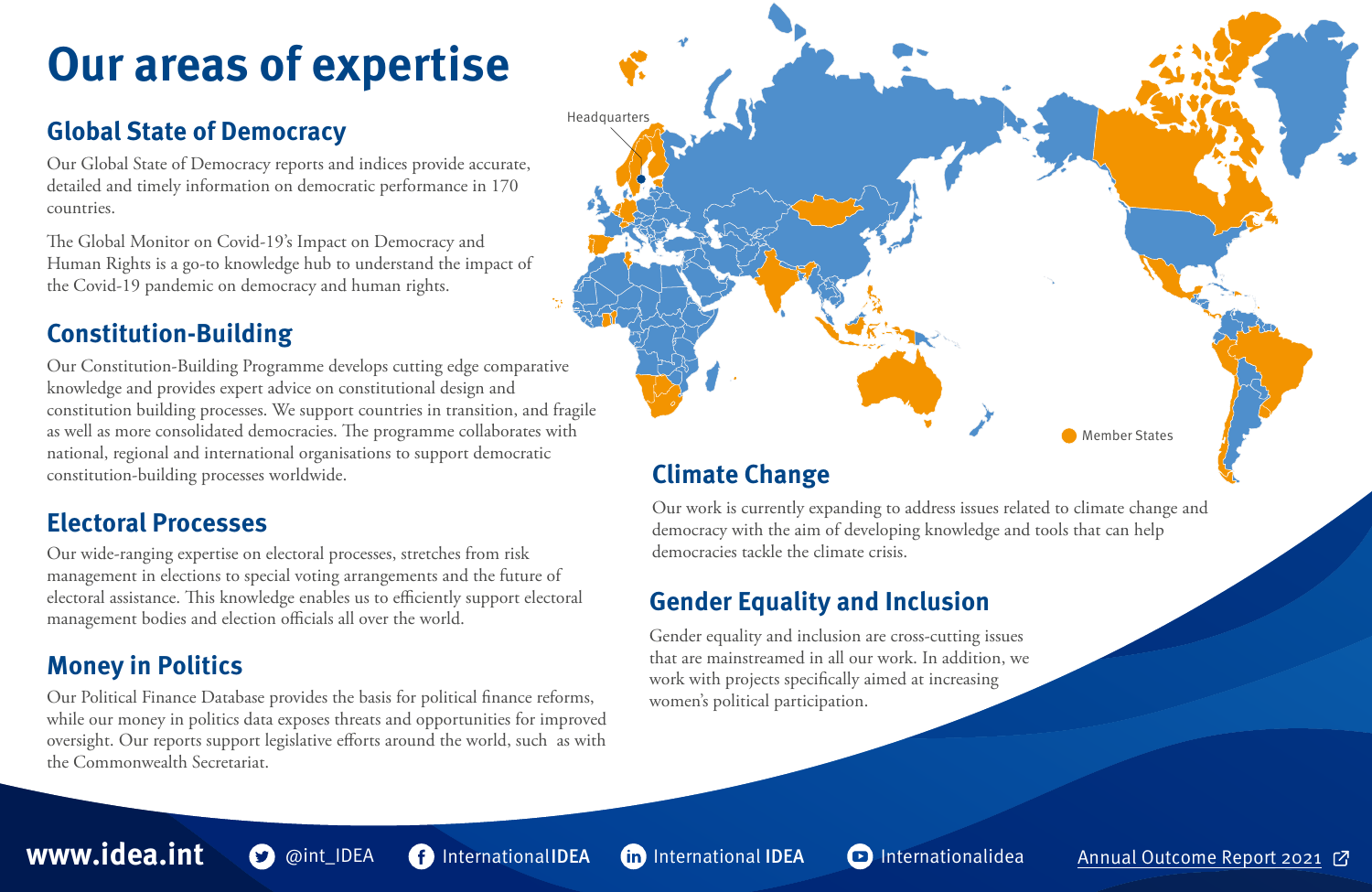# Our areas of expertise

## Global State of Democracy

Our Global State of Democracy reports and indices provide accurate, detailed and timely information on democratic performance in 170 countries.

The Global Monitor on Covid-19's Impact on Democracy and Human Rights is a go-to knowledge hub to understand the impact of the Covid-19 pandemic on democracy and human rights.

## Constitution-Building

Our Constitution-Building Programme develops cutting edge comparative knowledge and provides expert advice on constitutional design and constitution building processes. We support countries in transition, and fragile as well as more consolidated democracies. The programme collaborates with national, regional and international organisations to support democratic constitution-building processes worldwide.

## Electoral Processes

Our wide-ranging expertise on electoral processes, stretches from risk management in elections to special voting arrangements and the future of electoral assistance. This knowledge enables us to efficiently support electoral management bodies and election officials all over the world.

## Money in Politics

Our Political Finance Database provides the basis for political finance reforms, while our money in politics data exposes threats and opportunities for improved oversight. Our reports support legislative efforts around the world, such as with the Commonwealth Secretariat.

Headquarters

Member States

## Climate Change

Our work is currently expanding to address issues related to climate change and democracy with the aim of developing knowledge and tools that can help democracies tackle the climate crisis.

## Gender Equality and Inclusion

Gender equality and inclusion are cross-cutting issues that are mainstreamed in all our work. In addition, we work with projects specifically aimed at increasing women's political participation.

**www.idea.int** @int_IDEA InternationalIDEA International IDEA Internationalidea Annual Outcome Report 2021